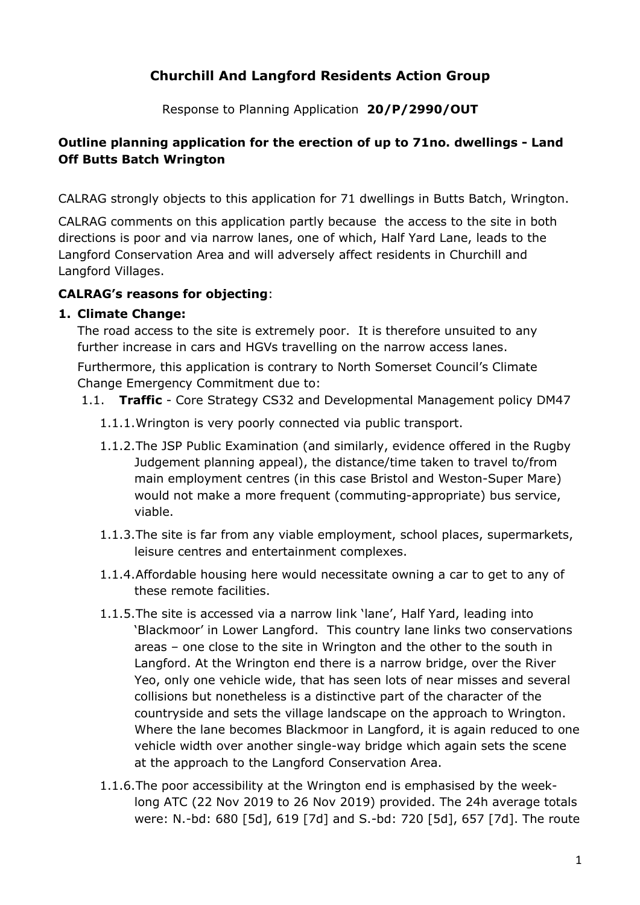# Churchill And Langford Residents Action Group

Response to Planning Application **20/P/2990/OUT**

## Outline planning application for the erection of up to 71no. dwellings - Land Off Butts Batch Wrington

CALRAG strongly objects to this application for 71 dwellings in Butts Batch, Wrington.

CALRAG comments on this application partly because the access to the site in both directions is poor and via narrow lanes, one of which, Half Yard Lane, leads to the Langford Conservation Area and will adversely affect residents in Churchill and Langford Villages.

**CALRAG's reasons for objecting**:

1. **Climate Change:**

   The road access to the site is extremely poor. It is therefore unsuited to any further increase in cars and HGVs travelling on the narrow access lanes.

   Furthermore, this application is contrary to North Somerset Council's Climate Change Emergency Commitment due to:

   1.1. **Traffic** - Core Strategy CS32 and Developmental Management policy DM47

   1.1.1. Wrington is very poorly connected via public transport.

   1.1.2. The JSP Public Examination (and similarly, evidence offered in the Rugby Judgement planning appeal), the distance/time taken to travel to/from main employment centres (in this case Bristol and Weston-Super Mare) would not make a more frequent (commuting-appropriate) bus service, viable.

   1.1.3. The site is far from any viable employment, school places, supermarkets, leisure centres and entertainment complexes.

   1.1.4. Affordable housing here would necessitate owning a car to get to any of these remote facilities.

   1.1.5. The site is accessed via a narrow link 'lane', Half Yard, leading into 'Blackmoor' in Lower Langford. This country lane links two conservations areas – one close to the site in Wrington and the other to the south in Langford. At the Wrington end there is a narrow bridge, over the River Yeo, only one vehicle wide, that has seen lots of near misses and several collisions but nonetheless is a distinctive part of the character of the countryside and sets the village landscape on the approach to Wrington. Where the lane becomes Blackmoor in Langford, it is again reduced to one vehicle width over another single-way bridge which again sets the scene at the approach to the Langford Conservation Area.

   1.1.6. The poor accessibility at the Wrington end is emphasised by the week-long ATC (22 Nov 2019 to 26 Nov 2019) provided. The 24h average totals were: N.-bd: 680 [5d], 619 [7d] and S.-bd: 720 [5d], 657 [7d]. The route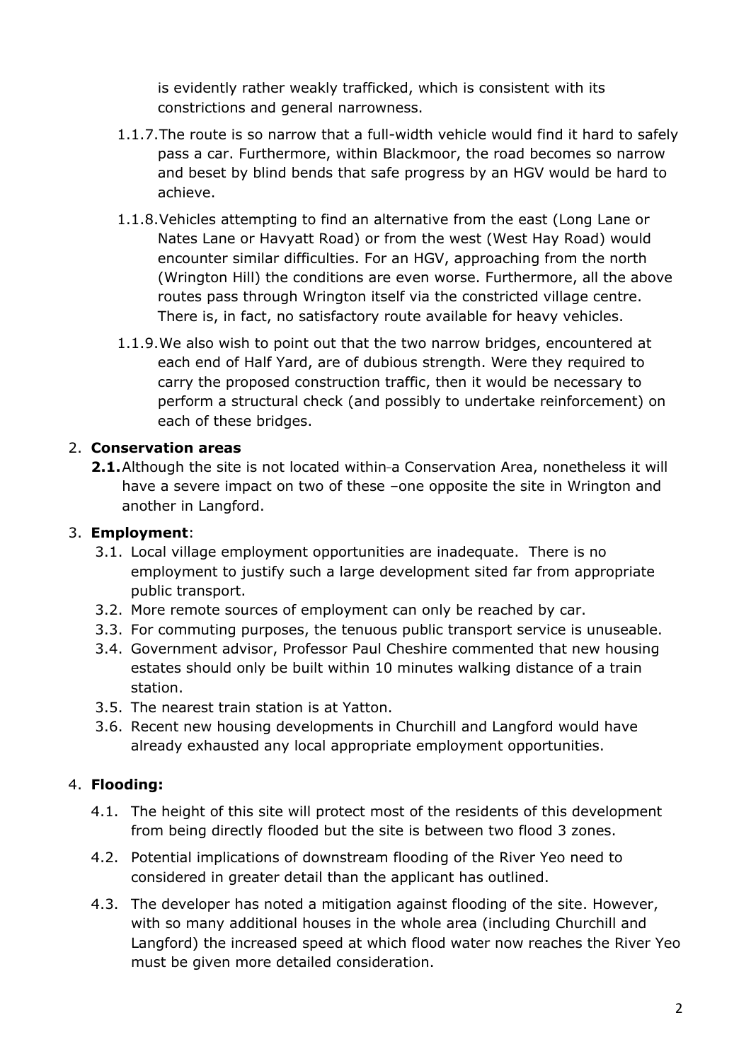is evidently rather weakly trafficked, which is consistent with its constrictions and general narrowness.

1.1.7. The route is so narrow that a full-width vehicle would find it hard to safely pass a car. Furthermore, within Blackmoor, the road becomes so narrow and beset by blind bends that safe progress by an HGV would be hard to achieve.

1.1.8. Vehicles attempting to find an alternative from the east (Long Lane or Nates Lane or Havyatt Road) or from the west (West Hay Road) would encounter similar difficulties. For an HGV, approaching from the north (Wrington Hill) the conditions are even worse. Furthermore, all the above routes pass through Wrington itself via the constricted village centre. There is, in fact, no satisfactory route available for heavy vehicles.

1.1.9. We also wish to point out that the two narrow bridges, encountered at each end of Half Yard, are of dubious strength. Were they required to carry the proposed construction traffic, then it would be necessary to perform a structural check (and possibly to undertake reinforcement) on each of these bridges.

2. **Conservation areas**

**2.1.** Although the site is not located within a Conservation Area, nonetheless it will have a severe impact on two of these –one opposite the site in Wrington and another in Langford.

3. **Employment**:

3.1. Local village employment opportunities are inadequate. There is no employment to justify such a large development sited far from appropriate public transport.

3.2. More remote sources of employment can only be reached by car.

3.3. For commuting purposes, the tenuous public transport service is unuseable.

3.4. Government advisor, Professor Paul Cheshire commented that new housing estates should only be built within 10 minutes walking distance of a train station.

3.5. The nearest train station is at Yatton.

3.6. Recent new housing developments in Churchill and Langford would have already exhausted any local appropriate employment opportunities.

4. **Flooding:**

4.1. The height of this site will protect most of the residents of this development from being directly flooded but the site is between two flood 3 zones.

4.2. Potential implications of downstream flooding of the River Yeo need to considered in greater detail than the applicant has outlined.

4.3. The developer has noted a mitigation against flooding of the site. However, with so many additional houses in the whole area (including Churchill and Langford) the increased speed at which flood water now reaches the River Yeo must be given more detailed consideration.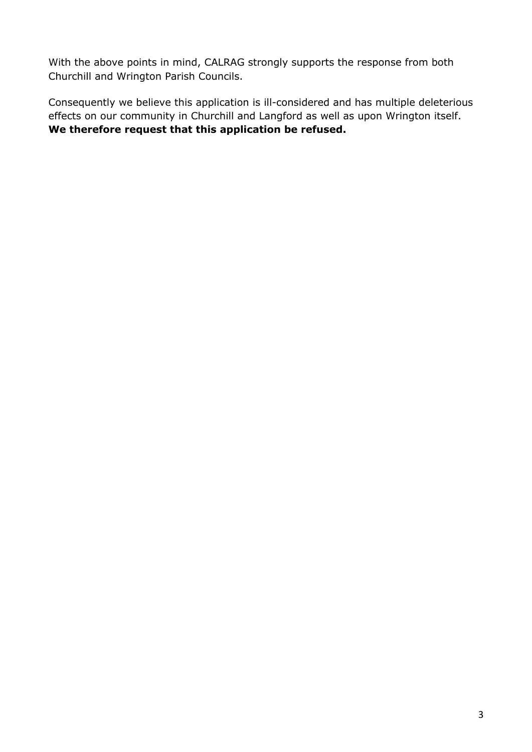With the above points in mind, CALRAG strongly supports the response from both Churchill and Wrington Parish Councils.

Consequently we believe this application is ill-considered and has multiple deleterious effects on our community in Churchill and Langford as well as upon Wrington itself. **We therefore request that this application be refused.**